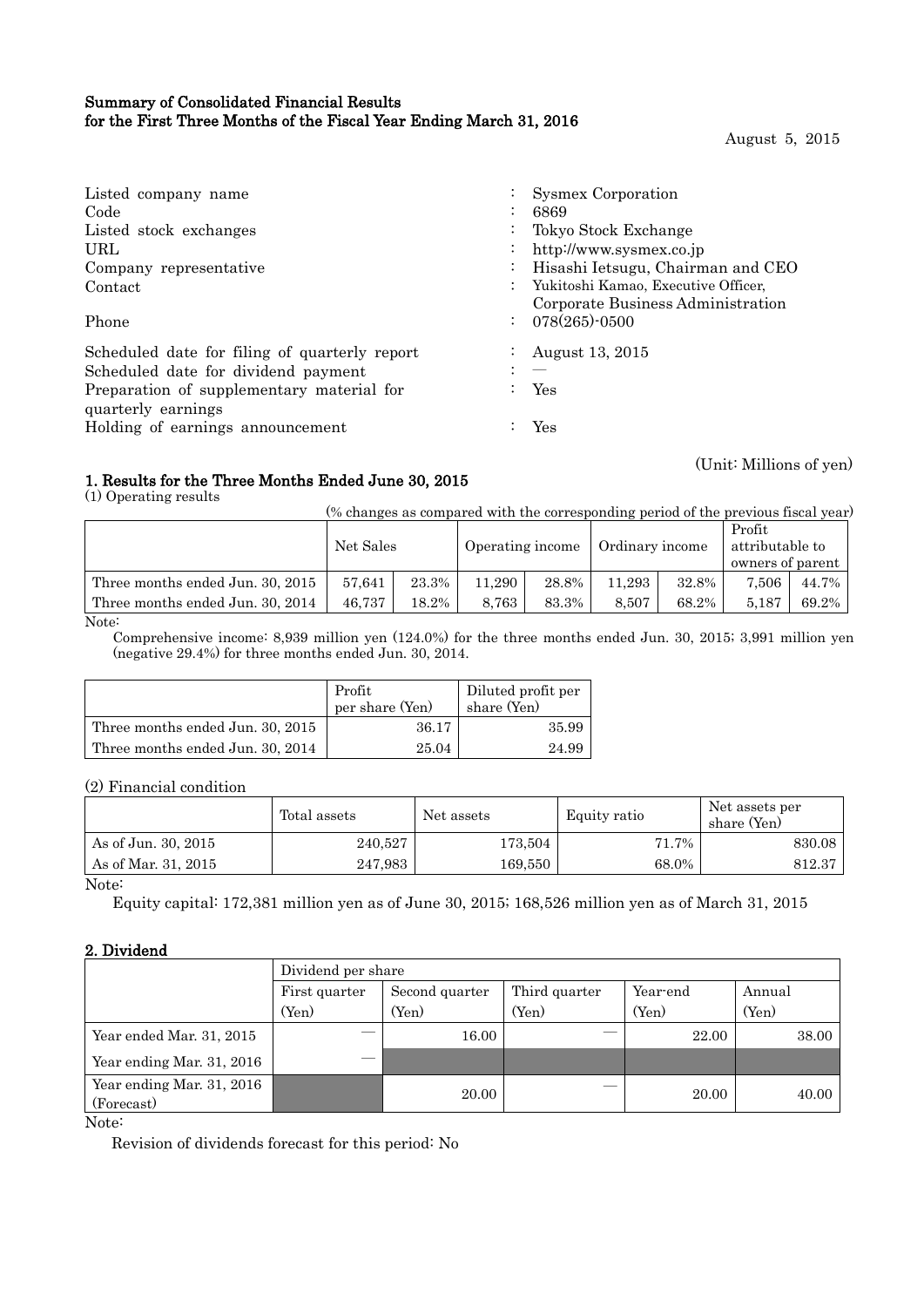# Summary of Consolidated Financial Results for the First Three Months of the Fiscal Year Ending March 31, 2016

August 5, 2015

| | | |
|---|---|---|
| Listed company name | : | Sysmex Corporation |
| Code | : | 6869 |
| Listed stock exchanges | : | Tokyo Stock Exchange |
| URL | : | http://www.sysmex.co.jp |
| Company representative | : | Hisashi Ietsugu, Chairman and CEO |
| Contact | : | Yukitoshi Kamao, Executive Officer, Corporate Business Administration |
| Phone | : | 078(265)-0500 |
| Scheduled date for filing of quarterly report | : | August 13, 2015 |
| Scheduled date for dividend payment | : | — |
| Preparation of supplementary material for quarterly earnings | : | Yes |
| Holding of earnings announcement | : | Yes |

(Unit: Millions of yen)

## 1. Results for the Three Months Ended June 30, 2015

(1) Operating results

(% changes as compared with the corresponding period of the previous fiscal year)

| | Net Sales | | Operating income | | Ordinary income | | Profit attributable to owners of parent | |
|---|---|---|---|---|---|---|---|---|
| Three months ended Jun. 30, 2015 | 57,641 | 23.3% | 11,290 | 28.8% | 11,293 | 32.8% | 7,506 | 44.7% |
| Three months ended Jun. 30, 2014 | 46,737 | 18.2% | 8,763 | 83.3% | 8,507 | 68.2% | 5,187 | 69.2% |

Note:

Comprehensive income: 8,939 million yen (124.0%) for the three months ended Jun. 30, 2015; 3,991 million yen (negative 29.4%) for three months ended Jun. 30, 2014.

| | Profit per share (Yen) | Diluted profit per share (Yen) |
|---|---|---|
| Three months ended Jun. 30, 2015 | 36.17 | 35.99 |
| Three months ended Jun. 30, 2014 | 25.04 | 24.99 |

(2) Financial condition

| | Total assets | Net assets | Equity ratio | Net assets per share (Yen) |
|---|---|---|---|---|
| As of Jun. 30, 2015 | 240,527 | 173,504 | 71.7% | 830.08 |
| As of Mar. 31, 2015 | 247,983 | 169,550 | 68.0% | 812.37 |

Note:

Equity capital: 172,381 million yen as of June 30, 2015; 168,526 million yen as of March 31, 2015

## 2. Dividend

| | Dividend per share | | | | |
|---|---|---|---|---|---|
| | First quarter (Yen) | Second quarter (Yen) | Third quarter (Yen) | Year-end (Yen) | Annual (Yen) |
| Year ended Mar. 31, 2015 | — | 16.00 | — | 22.00 | 38.00 |
| Year ending Mar. 31, 2016 | — | | | | |
| Year ending Mar. 31, 2016 (Forecast) | | 20.00 | — | 20.00 | 40.00 |

Note:

Revision of dividends forecast for this period: No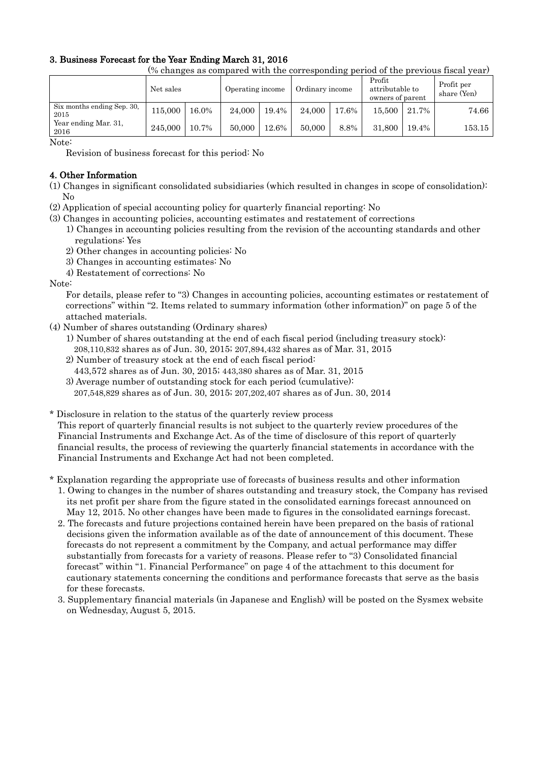### 3. Business Forecast for the Year Ending March 31, 2016

(% changes as compared with the corresponding period of the previous fiscal year)

| | Net sales | | Operating income | | Ordinary income | | Profit attributable to owners of parent | | Profit per share (Yen) |
|---|---|---|---|---|---|---|---|---|---|
| Six months ending Sep. 30, 2015 | 115,000 | 16.0% | 24,000 | 19.4% | 24,000 | 17.6% | 15,500 | 21.7% | 74.66 |
| Year ending Mar. 31, 2016 | 245,000 | 10.7% | 50,000 | 12.6% | 50,000 | 8.8% | 31,800 | 19.4% | 153.15 |

Note:

Revision of business forecast for this period: No

### 4. Other Information

(1) Changes in significant consolidated subsidiaries (which resulted in changes in scope of consolidation): No

(2) Application of special accounting policy for quarterly financial reporting: No

(3) Changes in accounting policies, accounting estimates and restatement of corrections

1) Changes in accounting policies resulting from the revision of the accounting standards and other regulations: Yes

2) Other changes in accounting policies: No

3) Changes in accounting estimates: No

4) Restatement of corrections: No

Note:

For details, please refer to "3) Changes in accounting policies, accounting estimates or restatement of corrections" within "2. Items related to summary information (other information)" on page 5 of the attached materials.

(4) Number of shares outstanding (Ordinary shares)

1) Number of shares outstanding at the end of each fiscal period (including treasury stock):
208,110,832 shares as of Jun. 30, 2015; 207,894,432 shares as of Mar. 31, 2015

2) Number of treasury stock at the end of each fiscal period:
443,572 shares as of Jun. 30, 2015; 443,380 shares as of Mar. 31, 2015

3) Average number of outstanding stock for each period (cumulative):
207,548,829 shares as of Jun. 30, 2015; 207,202,407 shares as of Jun. 30, 2014

\* Disclosure in relation to the status of the quarterly review process

This report of quarterly financial results is not subject to the quarterly review procedures of the Financial Instruments and Exchange Act. As of the time of disclosure of this report of quarterly financial results, the process of reviewing the quarterly financial statements in accordance with the Financial Instruments and Exchange Act had not been completed.

\* Explanation regarding the appropriate use of forecasts of business results and other information

1. Owing to changes in the number of shares outstanding and treasury stock, the Company has revised its net profit per share from the figure stated in the consolidated earnings forecast announced on May 12, 2015. No other changes have been made to figures in the consolidated earnings forecast.
2. The forecasts and future projections contained herein have been prepared on the basis of rational decisions given the information available as of the date of announcement of this document. These forecasts do not represent a commitment by the Company, and actual performance may differ substantially from forecasts for a variety of reasons. Please refer to "3) Consolidated financial forecast" within "1. Financial Performance" on page 4 of the attachment to this document for cautionary statements concerning the conditions and performance forecasts that serve as the basis for these forecasts.
3. Supplementary financial materials (in Japanese and English) will be posted on the Sysmex website on Wednesday, August 5, 2015.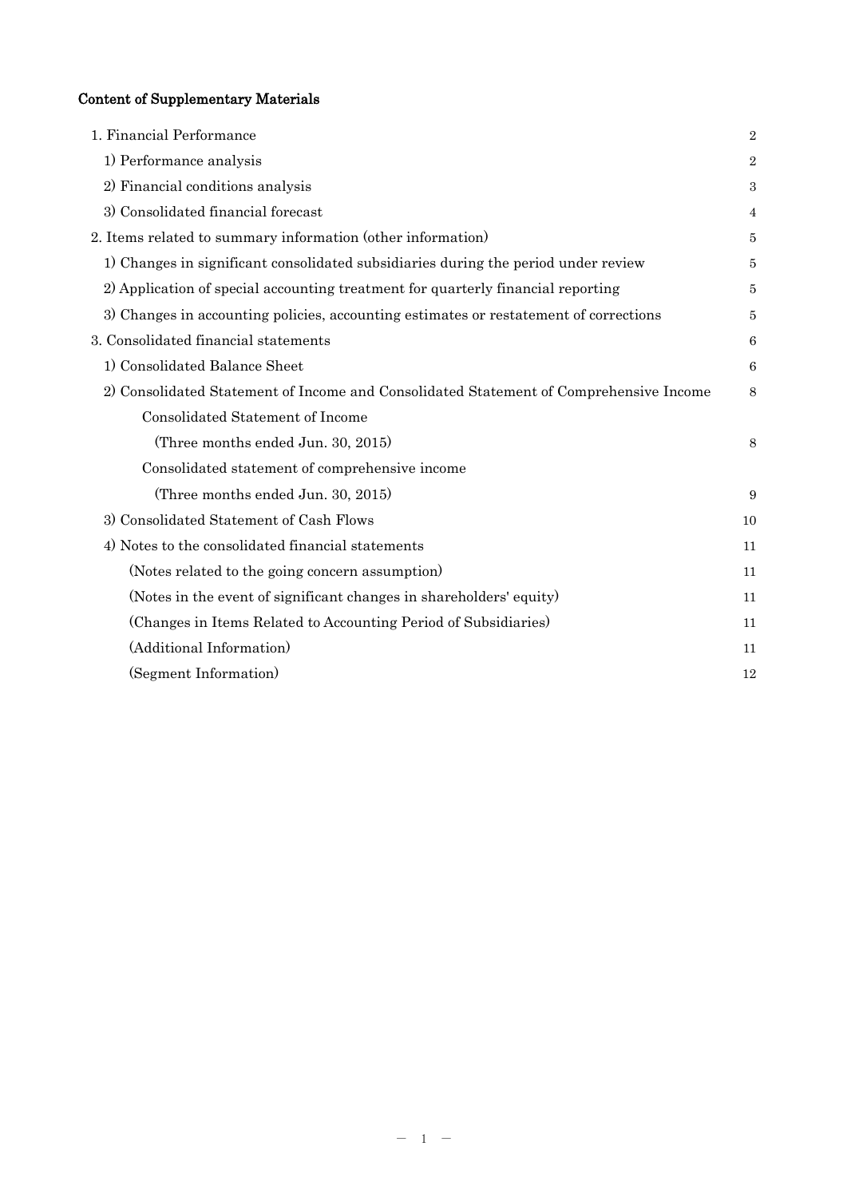## Content of Supplementary Materials

| | |
|---|---|
| 1. Financial Performance | 2 |
| 1) Performance analysis | 2 |
| 2) Financial conditions analysis | 3 |
| 3) Consolidated financial forecast | 4 |
| 2. Items related to summary information (other information) | 5 |
| 1) Changes in significant consolidated subsidiaries during the period under review | 5 |
| 2) Application of special accounting treatment for quarterly financial reporting | 5 |
| 3) Changes in accounting policies, accounting estimates or restatement of corrections | 5 |
| 3. Consolidated financial statements | 6 |
| 1) Consolidated Balance Sheet | 6 |
| 2) Consolidated Statement of Income and Consolidated Statement of Comprehensive Income | 8 |
| Consolidated Statement of Income (Three months ended Jun. 30, 2015) | 8 |
| Consolidated statement of comprehensive income (Three months ended Jun. 30, 2015) | 9 |
| 3) Consolidated Statement of Cash Flows | 10 |
| 4) Notes to the consolidated financial statements | 11 |
| (Notes related to the going concern assumption) | 11 |
| (Notes in the event of significant changes in shareholders' equity) | 11 |
| (Changes in Items Related to Accounting Period of Subsidiaries) | 11 |
| (Additional Information) | 11 |
| (Segment Information) | 12 |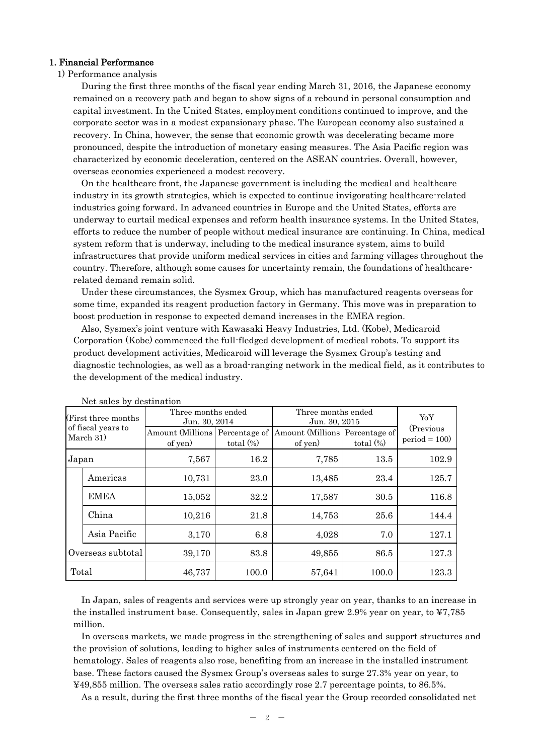## 1. Financial Performance

1) Performance analysis

During the first three months of the fiscal year ending March 31, 2016, the Japanese economy remained on a recovery path and began to show signs of a rebound in personal consumption and capital investment. In the United States, employment conditions continued to improve, and the corporate sector was in a modest expansionary phase. The European economy also sustained a recovery. In China, however, the sense that economic growth was decelerating became more pronounced, despite the introduction of monetary easing measures. The Asia Pacific region was characterized by economic deceleration, centered on the ASEAN countries. Overall, however, overseas economies experienced a modest recovery.

On the healthcare front, the Japanese government is including the medical and healthcare industry in its growth strategies, which is expected to continue invigorating healthcare-related industries going forward. In advanced countries in Europe and the United States, efforts are underway to curtail medical expenses and reform health insurance systems. In the United States, efforts to reduce the number of people without medical insurance are continuing. In China, medical system reform that is underway, including to the medical insurance system, aims to build infrastructures that provide uniform medical services in cities and farming villages throughout the country. Therefore, although some causes for uncertainty remain, the foundations of healthcare-related demand remain solid.

Under these circumstances, the Sysmex Group, which has manufactured reagents overseas for some time, expanded its reagent production factory in Germany. This move was in preparation to boost production in response to expected demand increases in the EMEA region.

Also, Sysmex's joint venture with Kawasaki Heavy Industries, Ltd. (Kobe), Medicaroid Corporation (Kobe) commenced the full-fledged development of medical robots. To support its product development activities, Medicaroid will leverage the Sysmex Group's testing and diagnostic technologies, as well as a broad-ranging network in the medical field, as it contributes to the development of the medical industry.

Net sales by destination

| (First three months of fiscal years to March 31) | | Three months ended Jun. 30, 2014 | | Three months ended Jun. 30, 2015 | | YoY (Previous period = 100) |
|---|---|---|---|---|---|---|
| | | Amount (Millions of yen) | Percentage of total (%) | Amount (Millions of yen) | Percentage of total (%) | |
| Japan | | 7,567 | 16.2 | 7,785 | 13.5 | 102.9 |
| | Americas | 10,731 | 23.0 | 13,485 | 23.4 | 125.7 |
| | EMEA | 15,052 | 32.2 | 17,587 | 30.5 | 116.8 |
| | China | 10,216 | 21.8 | 14,753 | 25.6 | 144.4 |
| | Asia Pacific | 3,170 | 6.8 | 4,028 | 7.0 | 127.1 |
| Overseas subtotal | | 39,170 | 83.8 | 49,855 | 86.5 | 127.3 |
| Total | | 46,737 | 100.0 | 57,641 | 100.0 | 123.3 |

In Japan, sales of reagents and services were up strongly year on year, thanks to an increase in the installed instrument base. Consequently, sales in Japan grew 2.9% year on year, to ¥7,785 million.

In overseas markets, we made progress in the strengthening of sales and support structures and the provision of solutions, leading to higher sales of instruments centered on the field of hematology. Sales of reagents also rose, benefiting from an increase in the installed instrument base. These factors caused the Sysmex Group's overseas sales to surge 27.3% year on year, to ¥49,855 million. The overseas sales ratio accordingly rose 2.7 percentage points, to 86.5%.

As a result, during the first three months of the fiscal year the Group recorded consolidated net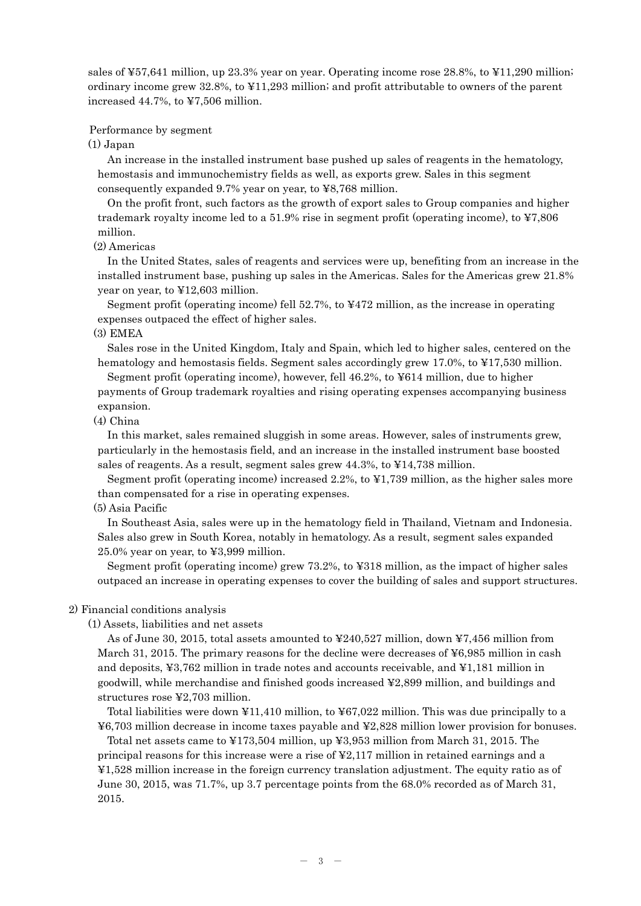sales of ¥57,641 million, up 23.3% year on year. Operating income rose 28.8%, to ¥11,290 million; ordinary income grew 32.8%, to ¥11,293 million; and profit attributable to owners of the parent increased 44.7%, to ¥7,506 million.

Performance by segment

(1) Japan

An increase in the installed instrument base pushed up sales of reagents in the hematology, hemostasis and immunochemistry fields as well, as exports grew. Sales in this segment consequently expanded 9.7% year on year, to ¥8,768 million.

On the profit front, such factors as the growth of export sales to Group companies and higher trademark royalty income led to a 51.9% rise in segment profit (operating income), to ¥7,806 million.

(2) Americas

In the United States, sales of reagents and services were up, benefiting from an increase in the installed instrument base, pushing up sales in the Americas. Sales for the Americas grew 21.8% year on year, to ¥12,603 million.

Segment profit (operating income) fell 52.7%, to ¥472 million, as the increase in operating expenses outpaced the effect of higher sales.

(3) EMEA

Sales rose in the United Kingdom, Italy and Spain, which led to higher sales, centered on the hematology and hemostasis fields. Segment sales accordingly grew 17.0%, to ¥17,530 million.

Segment profit (operating income), however, fell 46.2%, to ¥614 million, due to higher payments of Group trademark royalties and rising operating expenses accompanying business expansion.

(4) China

In this market, sales remained sluggish in some areas. However, sales of instruments grew, particularly in the hemostasis field, and an increase in the installed instrument base boosted sales of reagents. As a result, segment sales grew 44.3%, to ¥14,738 million.

Segment profit (operating income) increased 2.2%, to ¥1,739 million, as the higher sales more than compensated for a rise in operating expenses.

(5) Asia Pacific

In Southeast Asia, sales were up in the hematology field in Thailand, Vietnam and Indonesia. Sales also grew in South Korea, notably in hematology. As a result, segment sales expanded 25.0% year on year, to ¥3,999 million.

Segment profit (operating income) grew 73.2%, to ¥318 million, as the impact of higher sales outpaced an increase in operating expenses to cover the building of sales and support structures.

2) Financial conditions analysis

(1) Assets, liabilities and net assets

As of June 30, 2015, total assets amounted to ¥240,527 million, down ¥7,456 million from March 31, 2015. The primary reasons for the decline were decreases of ¥6,985 million in cash and deposits, ¥3,762 million in trade notes and accounts receivable, and ¥1,181 million in goodwill, while merchandise and finished goods increased ¥2,899 million, and buildings and structures rose ¥2,703 million.

Total liabilities were down ¥11,410 million, to ¥67,022 million. This was due principally to a ¥6,703 million decrease in income taxes payable and ¥2,828 million lower provision for bonuses.

Total net assets came to ¥173,504 million, up ¥3,953 million from March 31, 2015. The principal reasons for this increase were a rise of ¥2,117 million in retained earnings and a ¥1,528 million increase in the foreign currency translation adjustment. The equity ratio as of June 30, 2015, was 71.7%, up 3.7 percentage points from the 68.0% recorded as of March 31, 2015.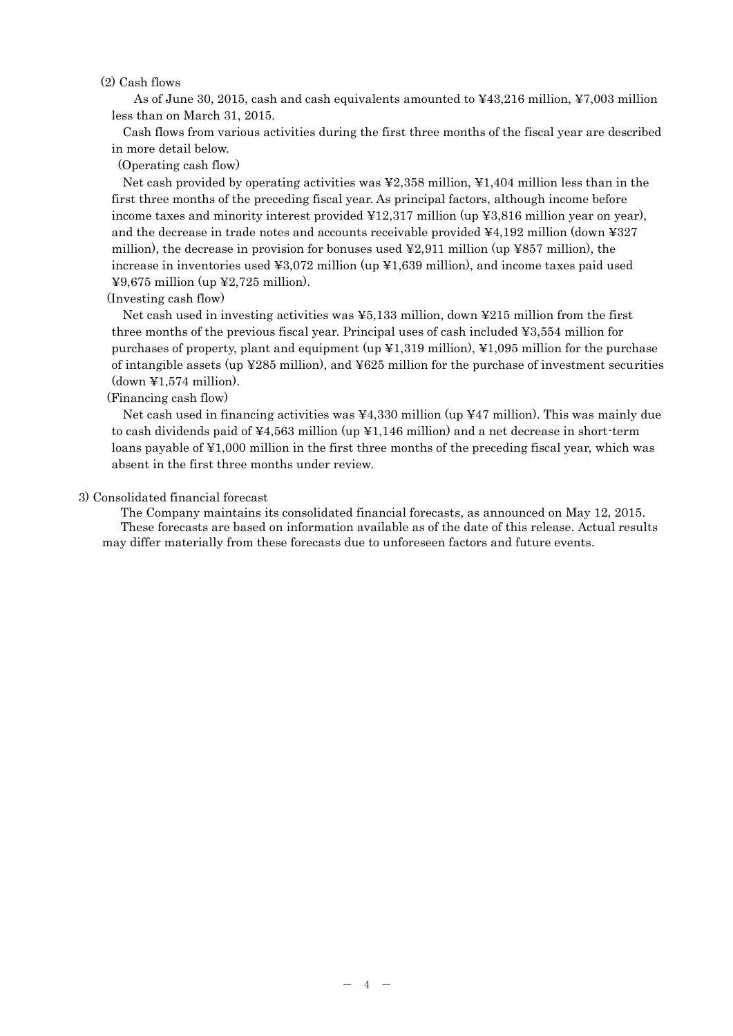(2) Cash flows

As of June 30, 2015, cash and cash equivalents amounted to ¥43,216 million, ¥7,003 million less than on March 31, 2015.

Cash flows from various activities during the first three months of the fiscal year are described in more detail below.

(Operating cash flow)

Net cash provided by operating activities was ¥2,358 million, ¥1,404 million less than in the first three months of the preceding fiscal year. As principal factors, although income before income taxes and minority interest provided ¥12,317 million (up ¥3,816 million year on year), and the decrease in trade notes and accounts receivable provided ¥4,192 million (down ¥327 million), the decrease in provision for bonuses used ¥2,911 million (up ¥857 million), the increase in inventories used ¥3,072 million (up ¥1,639 million), and income taxes paid used ¥9,675 million (up ¥2,725 million).

(Investing cash flow)

Net cash used in investing activities was ¥5,133 million, down ¥215 million from the first three months of the previous fiscal year. Principal uses of cash included ¥3,554 million for purchases of property, plant and equipment (up ¥1,319 million), ¥1,095 million for the purchase of intangible assets (up ¥285 million), and ¥625 million for the purchase of investment securities (down ¥1,574 million).

(Financing cash flow)

Net cash used in financing activities was ¥4,330 million (up ¥47 million). This was mainly due to cash dividends paid of ¥4,563 million (up ¥1,146 million) and a net decrease in short-term loans payable of ¥1,000 million in the first three months of the preceding fiscal year, which was absent in the first three months under review.

3) Consolidated financial forecast

The Company maintains its consolidated financial forecasts, as announced on May 12, 2015. These forecasts are based on information available as of the date of this release. Actual results may differ materially from these forecasts due to unforeseen factors and future events.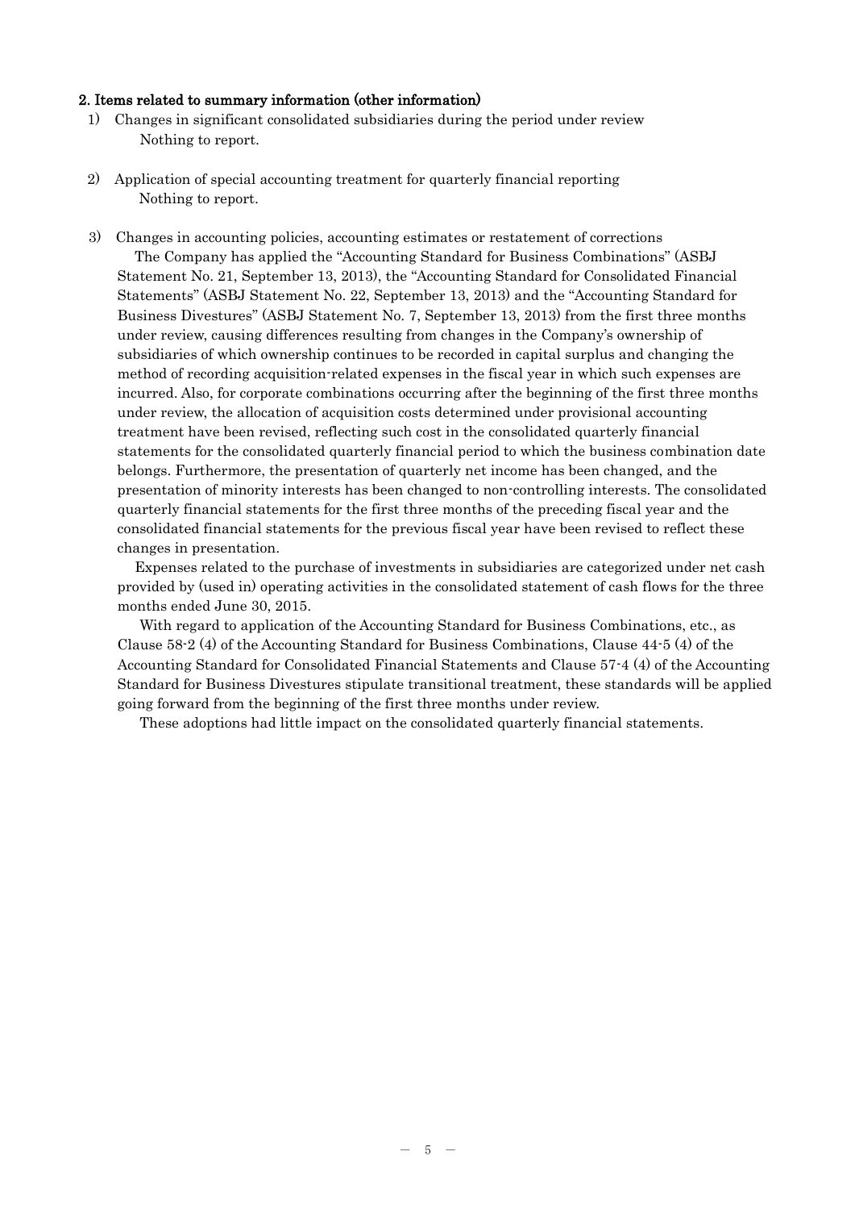## 2. Items related to summary information (other information)

1) Changes in significant consolidated subsidiaries during the period under review

Nothing to report.

2) Application of special accounting treatment for quarterly financial reporting

Nothing to report.

3) Changes in accounting policies, accounting estimates or restatement of corrections

The Company has applied the "Accounting Standard for Business Combinations" (ASBJ Statement No. 21, September 13, 2013), the "Accounting Standard for Consolidated Financial Statements" (ASBJ Statement No. 22, September 13, 2013) and the "Accounting Standard for Business Divestures" (ASBJ Statement No. 7, September 13, 2013) from the first three months under review, causing differences resulting from changes in the Company's ownership of subsidiaries of which ownership continues to be recorded in capital surplus and changing the method of recording acquisition-related expenses in the fiscal year in which such expenses are incurred. Also, for corporate combinations occurring after the beginning of the first three months under review, the allocation of acquisition costs determined under provisional accounting treatment have been revised, reflecting such cost in the consolidated quarterly financial statements for the consolidated quarterly financial period to which the business combination date belongs. Furthermore, the presentation of quarterly net income has been changed, and the presentation of minority interests has been changed to non-controlling interests. The consolidated quarterly financial statements for the first three months of the preceding fiscal year and the consolidated financial statements for the previous fiscal year have been revised to reflect these changes in presentation.

Expenses related to the purchase of investments in subsidiaries are categorized under net cash provided by (used in) operating activities in the consolidated statement of cash flows for the three months ended June 30, 2015.

With regard to application of the Accounting Standard for Business Combinations, etc., as Clause 58-2 (4) of the Accounting Standard for Business Combinations, Clause 44-5 (4) of the Accounting Standard for Consolidated Financial Statements and Clause 57-4 (4) of the Accounting Standard for Business Divestures stipulate transitional treatment, these standards will be applied going forward from the beginning of the first three months under review.

These adoptions had little impact on the consolidated quarterly financial statements.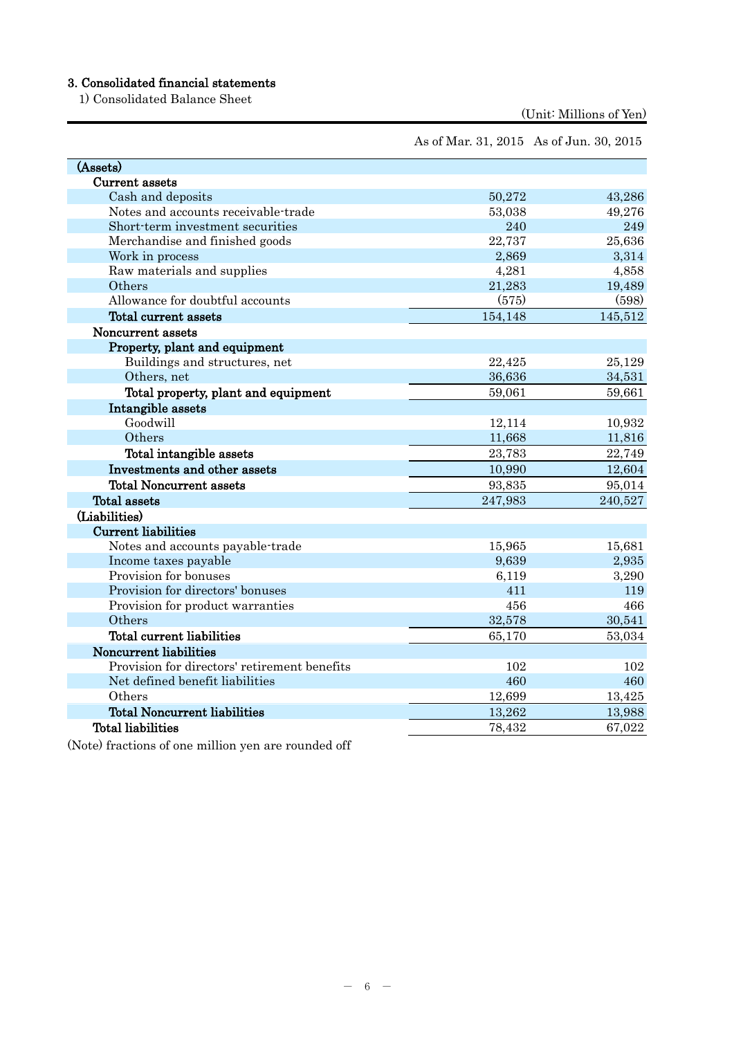## 3. Consolidated financial statements

1) Consolidated Balance Sheet

(Unit: Millions of Yen)

| | As of Mar. 31, 2015 | As of Jun. 30, 2015 |
|---|---|---|
| **(Assets)** | | |
| **Current assets** | | |
| Cash and deposits | 50,272 | 43,286 |
| Notes and accounts receivable-trade | 53,038 | 49,276 |
| Short-term investment securities | 240 | 249 |
| Merchandise and finished goods | 22,737 | 25,636 |
| Work in process | 2,869 | 3,314 |
| Raw materials and supplies | 4,281 | 4,858 |
| Others | 21,283 | 19,489 |
| Allowance for doubtful accounts | (575) | (598) |
| **Total current assets** | 154,148 | 145,512 |
| **Noncurrent assets** | | |
| **Property, plant and equipment** | | |
| Buildings and structures, net | 22,425 | 25,129 |
| Others, net | 36,636 | 34,531 |
| **Total property, plant and equipment** | 59,061 | 59,661 |
| **Intangible assets** | | |
| Goodwill | 12,114 | 10,932 |
| Others | 11,668 | 11,816 |
| **Total intangible assets** | 23,783 | 22,749 |
| **Investments and other assets** | 10,990 | 12,604 |
| **Total Noncurrent assets** | 93,835 | 95,014 |
| **Total assets** | 247,983 | 240,527 |
| **(Liabilities)** | | |
| **Current liabilities** | | |
| Notes and accounts payable-trade | 15,965 | 15,681 |
| Income taxes payable | 9,639 | 2,935 |
| Provision for bonuses | 6,119 | 3,290 |
| Provision for directors' bonuses | 411 | 119 |
| Provision for product warranties | 456 | 466 |
| Others | 32,578 | 30,541 |
| **Total current liabilities** | 65,170 | 53,034 |
| **Noncurrent liabilities** | | |
| Provision for directors' retirement benefits | 102 | 102 |
| Net defined benefit liabilities | 460 | 460 |
| Others | 12,699 | 13,425 |
| **Total Noncurrent liabilities** | 13,262 | 13,988 |
| **Total liabilities** | 78,432 | 67,022 |

(Note) fractions of one million yen are rounded off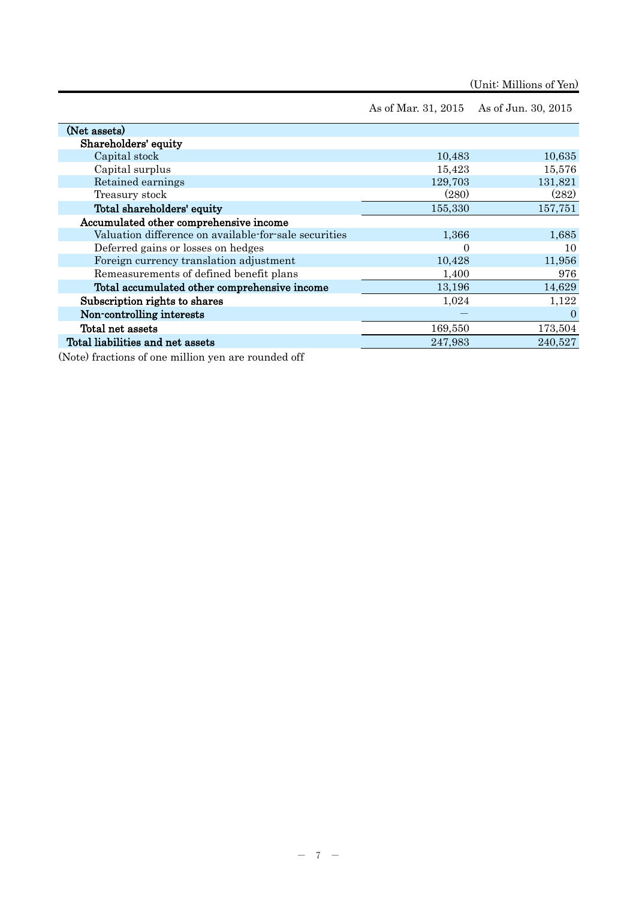(Unit: Millions of Yen)

| | As of Mar. 31, 2015 | As of Jun. 30, 2015 |
|---|---|---|
| **(Net assets)** | | |
| **Shareholders' equity** | | |
| Capital stock | 10,483 | 10,635 |
| Capital surplus | 15,423 | 15,576 |
| Retained earnings | 129,703 | 131,821 |
| Treasury stock | (280) | (282) |
| **Total shareholders' equity** | 155,330 | 157,751 |
| **Accumulated other comprehensive income** | | |
| Valuation difference on available-for-sale securities | 1,366 | 1,685 |
| Deferred gains or losses on hedges | 0 | 10 |
| Foreign currency translation adjustment | 10,428 | 11,956 |
| Remeasurements of defined benefit plans | 1,400 | 976 |
| **Total accumulated other comprehensive income** | 13,196 | 14,629 |
| **Subscription rights to shares** | 1,024 | 1,122 |
| **Non-controlling interests** | — | 0 |
| **Total net assets** | 169,550 | 173,504 |
| **Total liabilities and net assets** | 247,983 | 240,527 |

(Note) fractions of one million yen are rounded off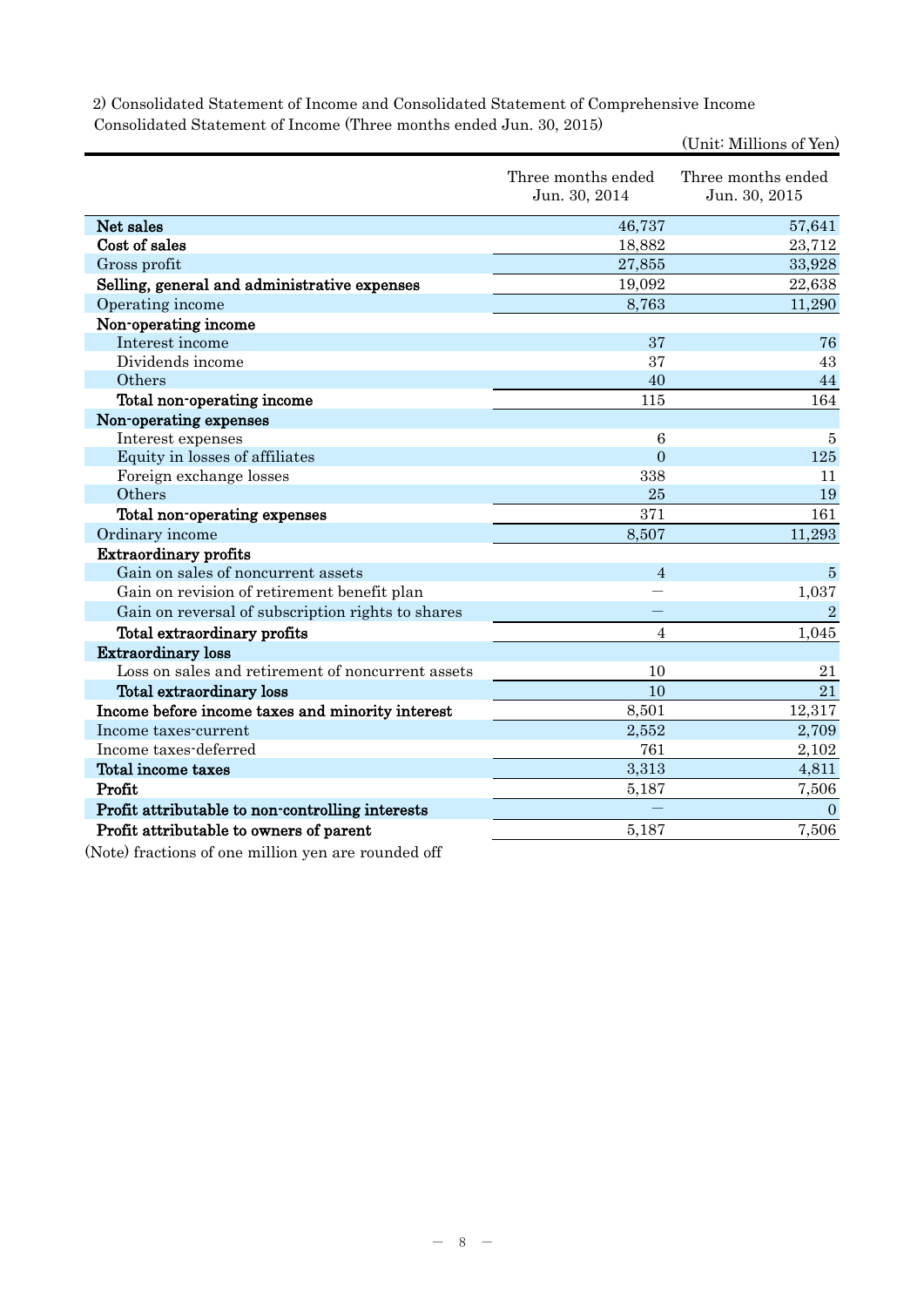2) Consolidated Statement of Income and Consolidated Statement of Comprehensive Income

Consolidated Statement of Income (Three months ended Jun. 30, 2015)

(Unit: Millions of Yen)

| | Three months ended Jun. 30, 2014 | Three months ended Jun. 30, 2015 |
|---|---|---|
| **Net sales** | 46,737 | 57,641 |
| **Cost of sales** | 18,882 | 23,712 |
| Gross profit | 27,855 | 33,928 |
| **Selling, general and administrative expenses** | 19,092 | 22,638 |
| Operating income | 8,763 | 11,290 |
| **Non-operating income** | | |
| Interest income | 37 | 76 |
| Dividends income | 37 | 43 |
| Others | 40 | 44 |
| **Total non-operating income** | 115 | 164 |
| **Non-operating expenses** | | |
| Interest expenses | 6 | 5 |
| Equity in losses of affiliates | 0 | 125 |
| Foreign exchange losses | 338 | 11 |
| Others | 25 | 19 |
| **Total non-operating expenses** | 371 | 161 |
| Ordinary income | 8,507 | 11,293 |
| **Extraordinary profits** | | |
| Gain on sales of noncurrent assets | 4 | 5 |
| Gain on revision of retirement benefit plan | — | 1,037 |
| Gain on reversal of subscription rights to shares | — | 2 |
| **Total extraordinary profits** | 4 | 1,045 |
| **Extraordinary loss** | | |
| Loss on sales and retirement of noncurrent assets | 10 | 21 |
| **Total extraordinary loss** | 10 | 21 |
| **Income before income taxes and minority interest** | 8,501 | 12,317 |
| Income taxes-current | 2,552 | 2,709 |
| Income taxes-deferred | 761 | 2,102 |
| **Total income taxes** | 3,313 | 4,811 |
| **Profit** | 5,187 | 7,506 |
| **Profit attributable to non-controlling interests** | — | 0 |
| **Profit attributable to owners of parent** | 5,187 | 7,506 |

(Note) fractions of one million yen are rounded off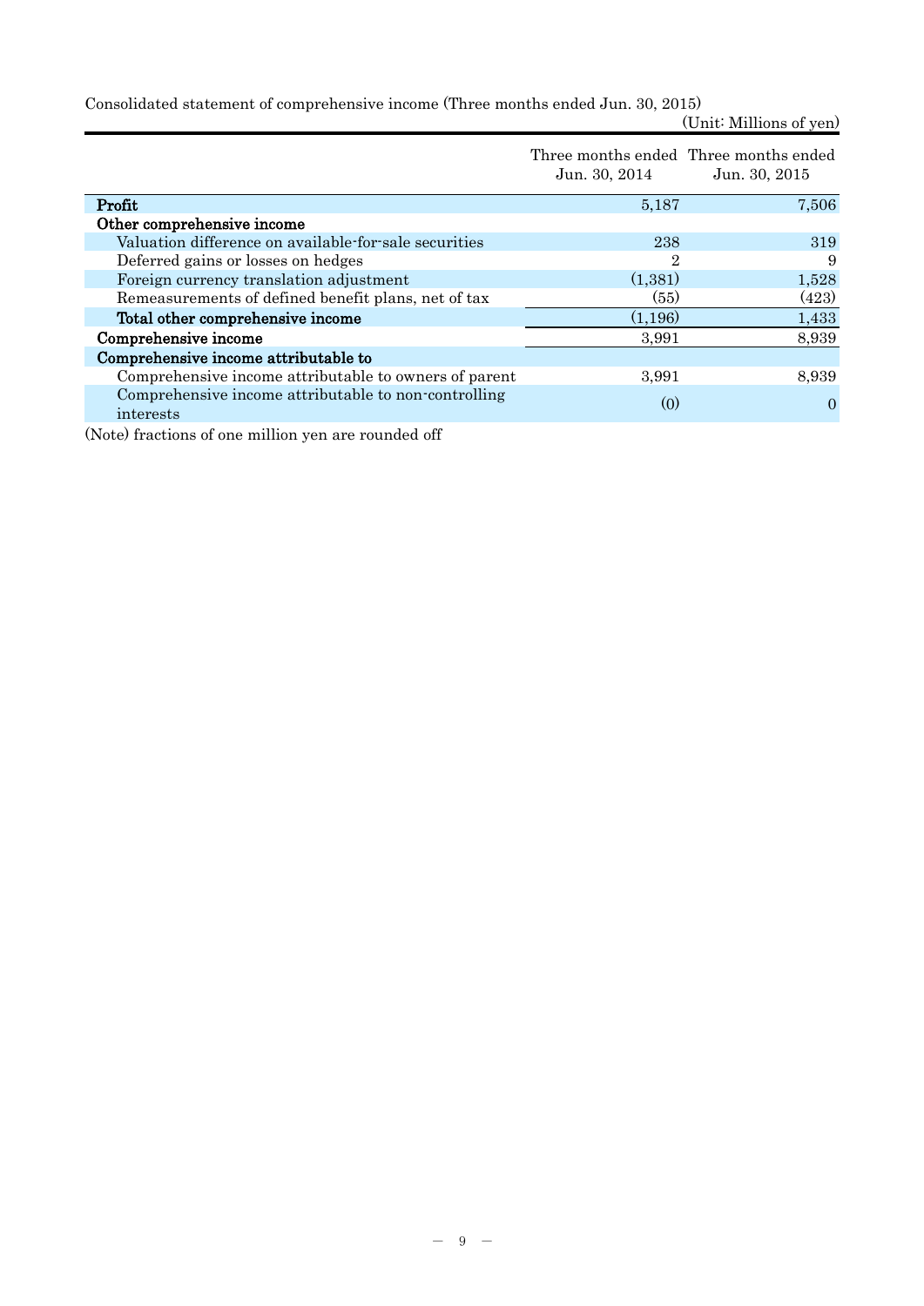Consolidated statement of comprehensive income (Three months ended Jun. 30, 2015)

(Unit: Millions of yen)

| | Three months ended Jun. 30, 2014 | Three months ended Jun. 30, 2015 |
|---|---|---|
| **Profit** | 5,187 | 7,506 |
| **Other comprehensive income** | | |
| Valuation difference on available-for-sale securities | 238 | 319 |
| Deferred gains or losses on hedges | 2 | 9 |
| Foreign currency translation adjustment | (1,381) | 1,528 |
| Remeasurements of defined benefit plans, net of tax | (55) | (423) |
| **Total other comprehensive income** | (1,196) | 1,433 |
| **Comprehensive income** | 3,991 | 8,939 |
| **Comprehensive income attributable to** | | |
| Comprehensive income attributable to owners of parent | 3,991 | 8,939 |
| Comprehensive income attributable to non-controlling interests | (0) | 0 |

(Note) fractions of one million yen are rounded off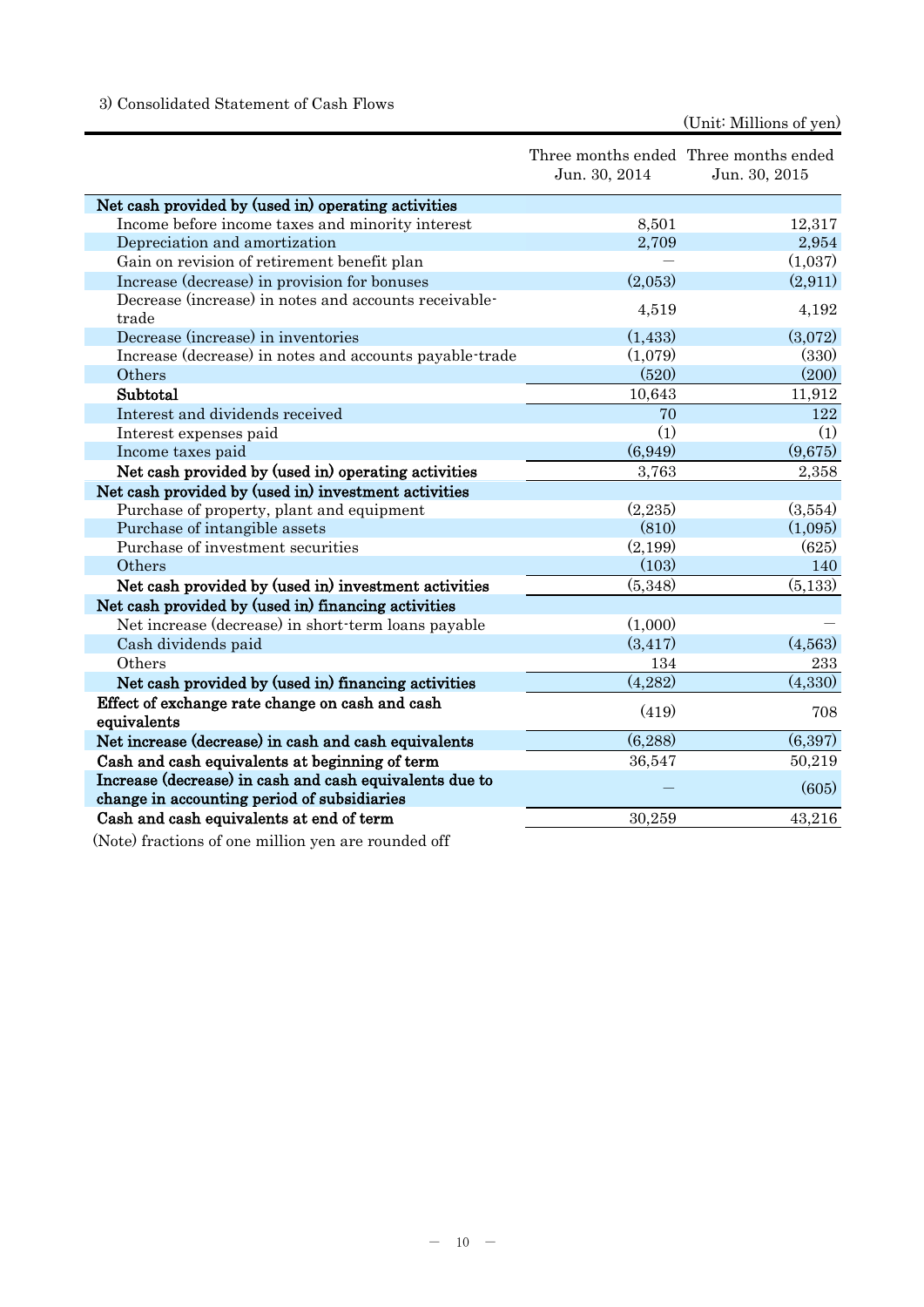3) Consolidated Statement of Cash Flows

(Unit: Millions of yen)

| | Three months ended Jun. 30, 2014 | Three months ended Jun. 30, 2015 |
|---|---|---|
| **Net cash provided by (used in) operating activities** | | |
| Income before income taxes and minority interest | 8,501 | 12,317 |
| Depreciation and amortization | 2,709 | 2,954 |
| Gain on revision of retirement benefit plan | — | (1,037) |
| Increase (decrease) in provision for bonuses | (2,053) | (2,911) |
| Decrease (increase) in notes and accounts receivable-trade | 4,519 | 4,192 |
| Decrease (increase) in inventories | (1,433) | (3,072) |
| Increase (decrease) in notes and accounts payable-trade | (1,079) | (330) |
| Others | (520) | (200) |
| **Subtotal** | 10,643 | 11,912 |
| Interest and dividends received | 70 | 122 |
| Interest expenses paid | (1) | (1) |
| Income taxes paid | (6,949) | (9,675) |
| **Net cash provided by (used in) operating activities** | 3,763 | 2,358 |
| **Net cash provided by (used in) investment activities** | | |
| Purchase of property, plant and equipment | (2,235) | (3,554) |
| Purchase of intangible assets | (810) | (1,095) |
| Purchase of investment securities | (2,199) | (625) |
| Others | (103) | 140 |
| **Net cash provided by (used in) investment activities** | (5,348) | (5,133) |
| **Net cash provided by (used in) financing activities** | | |
| Net increase (decrease) in short-term loans payable | (1,000) | — |
| Cash dividends paid | (3,417) | (4,563) |
| Others | 134 | 233 |
| **Net cash provided by (used in) financing activities** | (4,282) | (4,330) |
| **Effect of exchange rate change on cash and cash equivalents** | (419) | 708 |
| **Net increase (decrease) in cash and cash equivalents** | (6,288) | (6,397) |
| **Cash and cash equivalents at beginning of term** | 36,547 | 50,219 |
| **Increase (decrease) in cash and cash equivalents due to change in accounting period of subsidiaries** | — | (605) |
| **Cash and cash equivalents at end of term** | 30,259 | 43,216 |

(Note) fractions of one million yen are rounded off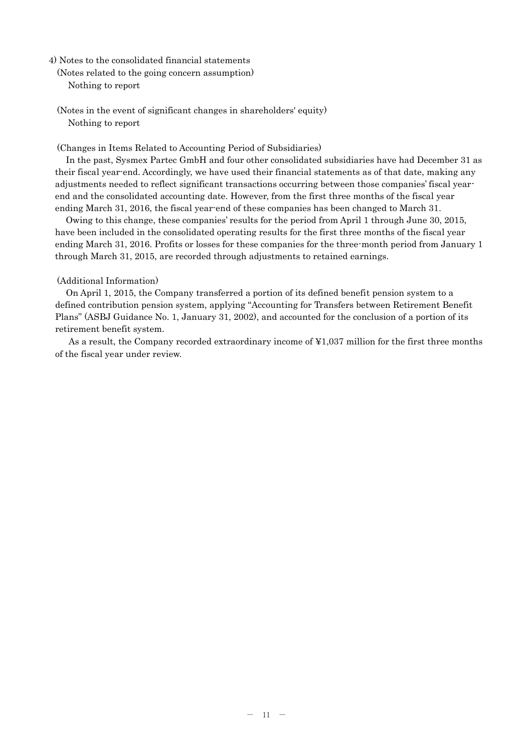4) Notes to the consolidated financial statements

(Notes related to the going concern assumption)

Nothing to report

(Notes in the event of significant changes in shareholders' equity)

Nothing to report

(Changes in Items Related to Accounting Period of Subsidiaries)

In the past, Sysmex Partec GmbH and four other consolidated subsidiaries have had December 31 as their fiscal year-end. Accordingly, we have used their financial statements as of that date, making any adjustments needed to reflect significant transactions occurring between those companies' fiscal year-end and the consolidated accounting date. However, from the first three months of the fiscal year ending March 31, 2016, the fiscal year-end of these companies has been changed to March 31.

Owing to this change, these companies' results for the period from April 1 through June 30, 2015, have been included in the consolidated operating results for the first three months of the fiscal year ending March 31, 2016. Profits or losses for these companies for the three-month period from January 1 through March 31, 2015, are recorded through adjustments to retained earnings.

(Additional Information)

On April 1, 2015, the Company transferred a portion of its defined benefit pension system to a defined contribution pension system, applying "Accounting for Transfers between Retirement Benefit Plans" (ASBJ Guidance No. 1, January 31, 2002), and accounted for the conclusion of a portion of its retirement benefit system.

As a result, the Company recorded extraordinary income of ¥1,037 million for the first three months of the fiscal year under review.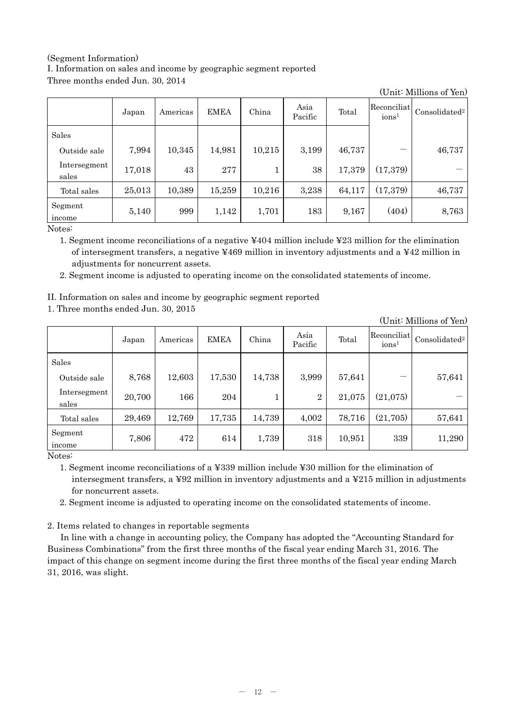(Segment Information)

I. Information on sales and income by geographic segment reported

Three months ended Jun. 30, 2014

(Unit: Millions of Yen)

| | Japan | Americas | EMEA | China | Asia Pacific | Total | Reconciliations[1] | Consolidated[2] |
|---|---|---|---|---|---|---|---|---|
| Sales | | | | | | | | |
| Outside sale | 7,994 | 10,345 | 14,981 | 10,215 | 3,199 | 46,737 | — | 46,737 |
| Intersegment sales | 17,018 | 43 | 277 | 1 | 38 | 17,379 | (17,379) | — |
| Total sales | 25,013 | 10,389 | 15,259 | 10,216 | 3,238 | 64,117 | (17,379) | 46,737 |
| Segment income | 5,140 | 999 | 1,142 | 1,701 | 183 | 9,167 | (404) | 8,763 |

Notes:

1. Segment income reconciliations of a negative ¥404 million include ¥23 million for the elimination of intersegment transfers, a negative ¥469 million in inventory adjustments and a ¥42 million in adjustments for noncurrent assets.
2. Segment income is adjusted to operating income on the consolidated statements of income.

II. Information on sales and income by geographic segment reported

1. Three months ended Jun. 30, 2015

(Unit: Millions of Yen)

| | Japan | Americas | EMEA | China | Asia Pacific | Total | Reconciliations[1] | Consolidated[2] |
|---|---|---|---|---|---|---|---|---|
| Sales | | | | | | | | |
| Outside sale | 8,768 | 12,603 | 17,530 | 14,738 | 3,999 | 57,641 | — | 57,641 |
| Intersegment sales | 20,700 | 166 | 204 | 1 | 2 | 21,075 | (21,075) | — |
| Total sales | 29,469 | 12,769 | 17,735 | 14,739 | 4,002 | 78,716 | (21,705) | 57,641 |
| Segment income | 7,806 | 472 | 614 | 1,739 | 318 | 10,951 | 339 | 11,290 |

Notes:

1. Segment income reconciliations of a ¥339 million include ¥30 million for the elimination of intersegment transfers, a ¥92 million in inventory adjustments and a ¥215 million in adjustments for noncurrent assets.
2. Segment income is adjusted to operating income on the consolidated statements of income.

2. Items related to changes in reportable segments

In line with a change in accounting policy, the Company has adopted the "Accounting Standard for Business Combinations" from the first three months of the fiscal year ending March 31, 2016. The impact of this change on segment income during the first three months of the fiscal year ending March 31, 2016, was slight.